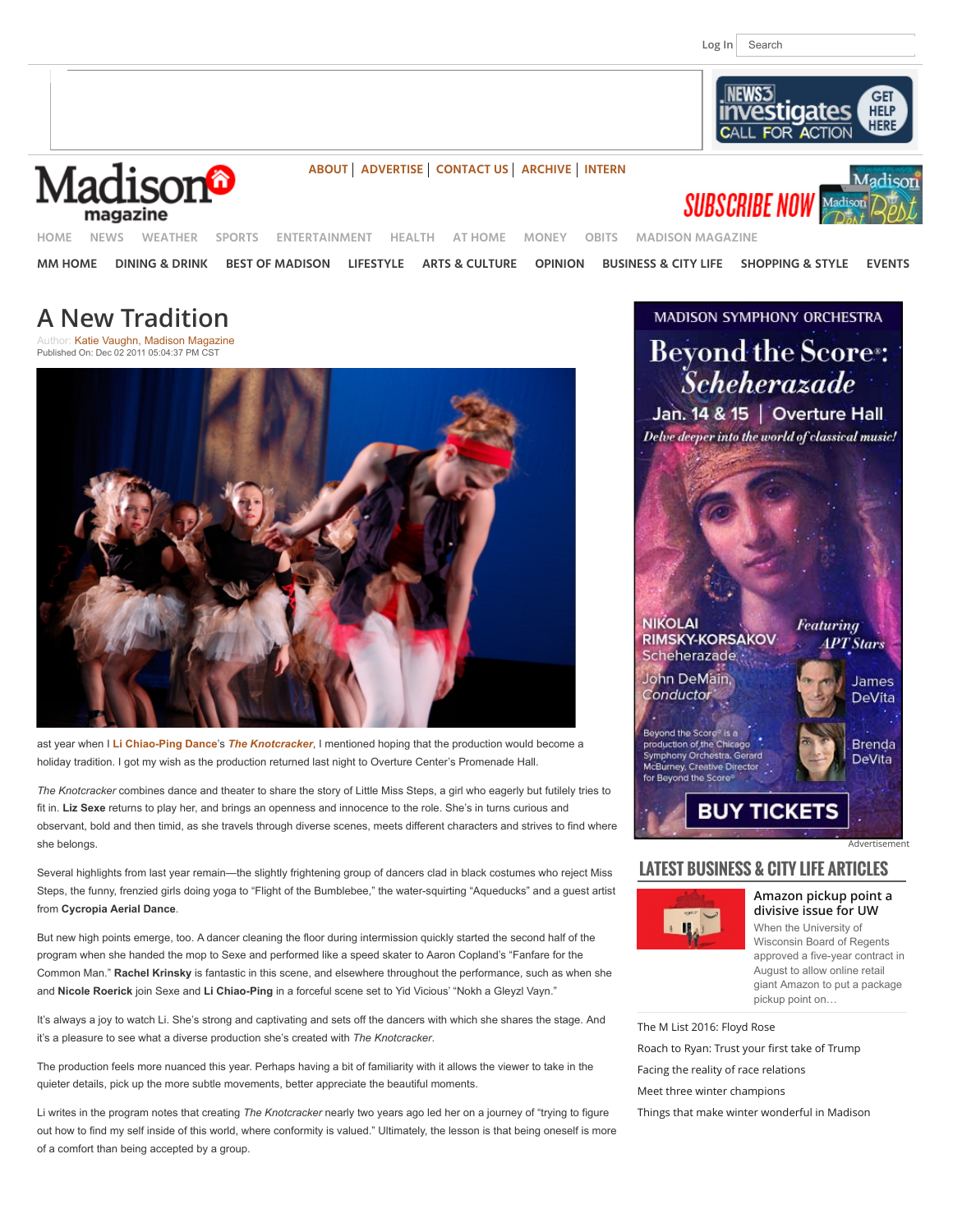# A New Tradition

Author: Katie Vaughn, Madison Magazine
Published On: Dec 02 2011 05:04:37 PM CST

ast year when I **Li Chiao-Ping Dance**'s ***The Knotcracker***, I mentioned hoping that the production would become a holiday tradition. I got my wish as the production returned last night to Overture Center's Promenade Hall.

*The Knotcracker* combines dance and theater to share the story of Little Miss Steps, a girl who eagerly but futilely tries to fit in. **Liz Sexe** returns to play her, and brings an openness and innocence to the role. She's in turns curious and observant, bold and then timid, as she travels through diverse scenes, meets different characters and strives to find where she belongs.

Several highlights from last year remain—the slightly frightening group of dancers clad in black costumes who reject Miss Steps, the funny, frenzied girls doing yoga to "Flight of the Bumblebee," the water-squirting "Aqueducks" and a guest artist from **Cycropia Aerial Dance**.

But new high points emerge, too. A dancer cleaning the floor during intermission quickly started the second half of the program when she handed the mop to Sexe and performed like a speed skater to Aaron Copland's "Fanfare for the Common Man." **Rachel Krinsky** is fantastic in this scene, and elsewhere throughout the performance, such as when she and **Nicole Roerick** join Sexe and **Li Chiao-Ping** in a forceful scene set to Yid Vicious' "Nokh a Gleyzl Vayn."

It's always a joy to watch Li. She's strong and captivating and sets off the dancers with which she shares the stage. And it's a pleasure to see what a diverse production she's created with *The Knotcracker*.

The production feels more nuanced this year. Perhaps having a bit of familiarity with it allows the viewer to take in the quieter details, pick up the more subtle movements, better appreciate the beautiful moments.

Li writes in the program notes that creating *The Knotcracker* nearly two years ago led her on a journey of "trying to figure out how to find my self inside of this world, where conformity is valued." Ultimately, the lesson is that being oneself is more of a comfort than being accepted by a group.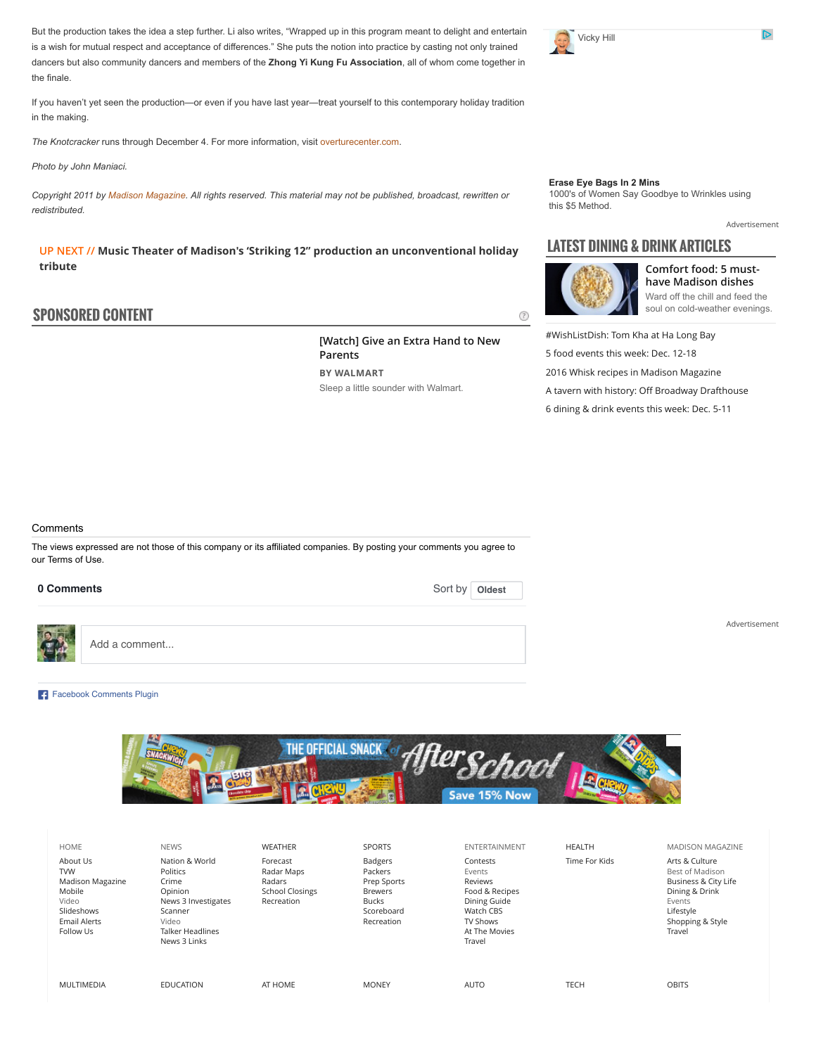But the production takes the idea a step further. Li also writes, "Wrapped up in this program meant to delight and entertain is a wish for mutual respect and acceptance of differences." She puts the notion into practice by casting not only trained dancers but also community dancers and members of the **Zhong Yi Kung Fu Association**, all of whom come together in the finale.

If you haven't yet seen the production—or even if you have last year—treat yourself to this contemporary holiday tradition in the making.

*The Knotcracker* runs through December 4. For more information, visit overturecenter.com.

*Photo by John Maniaci.*

*Copyright 2011 by Madison Magazine. All rights reserved. This material may not be published, broadcast, rewritten or redistributed.*

UP NEXT // **Music Theater of Madison's 'Striking 12" production an unconventional holiday tribute**

## SPONSORED CONTENT

**[Watch] Give an Extra Hand to New Parents**

**BY WALMART**

Sleep a little sounder with Walmart.

Vicky Hill

**Erase Eye Bags In 2 Mins**

1000's of Women Say Goodbye to Wrinkles using this $5 Method.

Advertisement

## LATEST DINING & DRINK ARTICLES

**Comfort food: 5 must-have Madison dishes**

Ward off the chill and feed the soul on cold-weather evenings.

- #WishListDish: Tom Kha at Ha Long Bay
- 5 food events this week: Dec. 12-18
- 2016 Whisk recipes in Madison Magazine
- A tavern with history: Off Broadway Drafthouse
- 6 dining & drink events this week: Dec. 5-11

Comments

The views expressed are not those of this company or its affiliated companies. By posting your comments you agree to our Terms of Use.

**0 Comments**

Sort by **Oldest**

Add a comment...

Facebook Comments Plugin

Advertisement

| HOME | NEWS | WEATHER | SPORTS | ENTERTAINMENT | HEALTH | MADISON MAGAZINE |
|---|---|---|---|---|---|---|
| About Us | Nation & World | Forecast | Badgers | Contests | Time For Kids | Arts & Culture |
| TVW | Politics | Radar Maps | Packers | Events | | Best of Madison |
| Madison Magazine | Crime | Radars | Prep Sports | Reviews | | Business & City Life |
| Mobile | Opinion | School Closings | Brewers | Food & Recipes | | Dining & Drink |
| Video | News 3 Investigates | Recreation | Bucks | Dining Guide | | Events |
| Slideshows | Scanner | | Scoreboard | Watch CBS | | Lifestyle |
| Email Alerts | Video | | Recreation | TV Shows | | Shopping & Style |
| Follow Us | Talker Headlines | | | At The Movies | | Travel |
| | News 3 Links | | | Travel | | |

| MULTIMEDIA | EDUCATION | AT HOME | MONEY | AUTO | TECH | OBITS |
|---|---|---|---|---|---|---|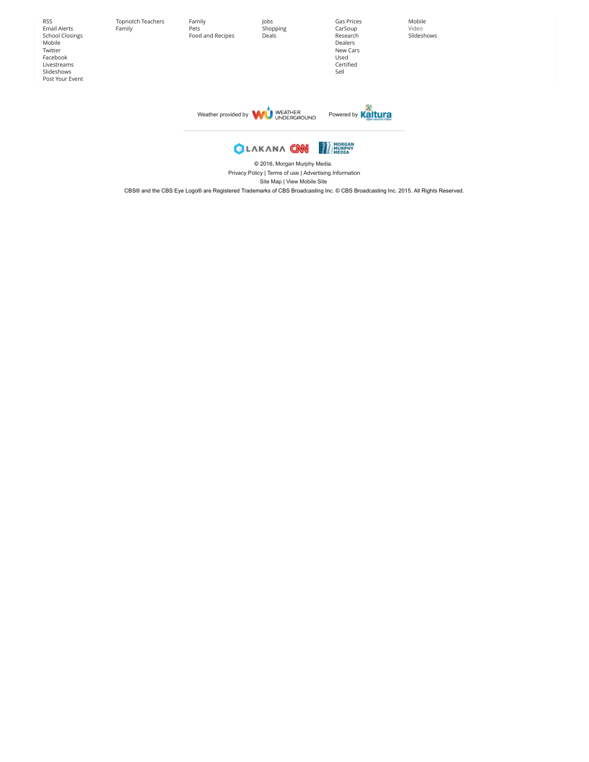RSS
Email Alerts
School Closings
Mobile
Twitter
Facebook
Livestreams
Slideshows
Post Your Event

Topnotch Teachers
Family

Family
Pets
Food and Recipes

Jobs
Shopping
Deals

Gas Prices
CarSoup
Research
Dealers
New Cars
Used
Certified
Sell

Mobile
Video
Slideshows

Weather provided by WEATHER UNDERGROUND

Powered by Kaltura

LAKANA CNN MORGAN MURPHY MEDIA

© 2016, Morgan Murphy Media.

Privacy Policy | Terms of use | Advertising Information

Site Map | View Mobile Site

CBS® and the CBS Eye Logo® are Registered Trademarks of CBS Broadcasting Inc. © CBS Broadcasting Inc. 2015. All Rights Reserved.